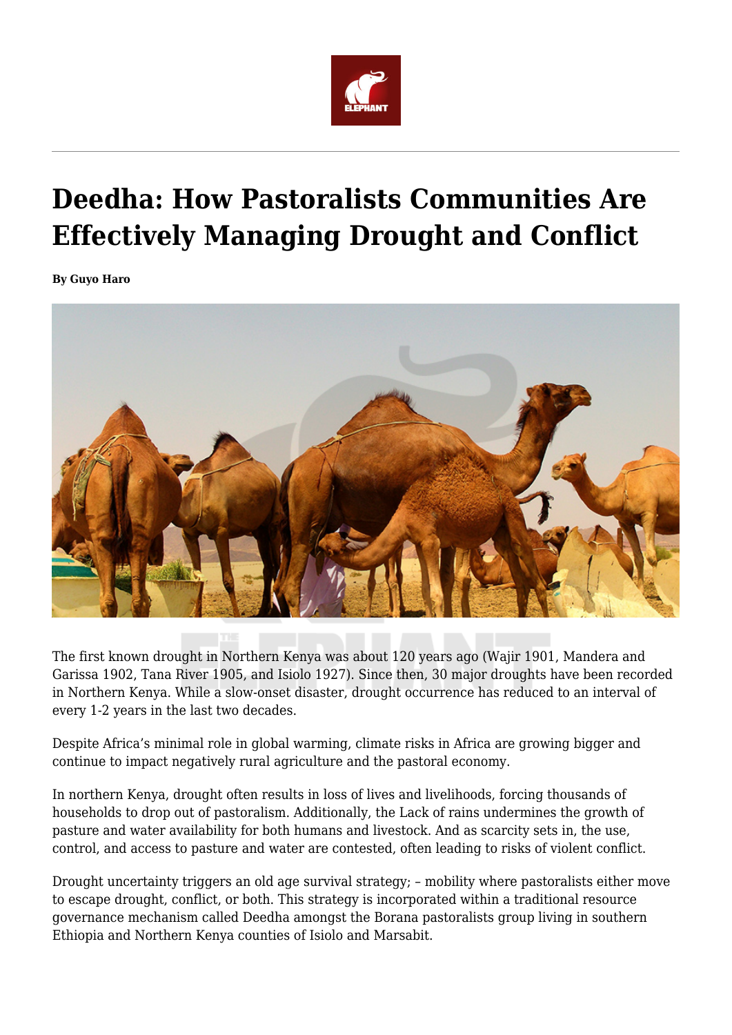# Deedha: How Pastoralists Communities Are Effectively Managing Drought and Conflict

**By Guyo Haro**

The first known drought in Northern Kenya was about 120 years ago (Wajir 1901, Mandera and Garissa 1902, Tana River 1905, and Isiolo 1927). Since then, 30 major droughts have been recorded in Northern Kenya. While a slow-onset disaster, drought occurrence has reduced to an interval of every 1-2 years in the last two decades.

Despite Africa's minimal role in global warming, climate risks in Africa are growing bigger and continue to impact negatively rural agriculture and the pastoral economy.

In northern Kenya, drought often results in loss of lives and livelihoods, forcing thousands of households to drop out of pastoralism. Additionally, the Lack of rains undermines the growth of pasture and water availability for both humans and livestock. And as scarcity sets in, the use, control, and access to pasture and water are contested, often leading to risks of violent conflict.

Drought uncertainty triggers an old age survival strategy; – mobility where pastoralists either move to escape drought, conflict, or both. This strategy is incorporated within a traditional resource governance mechanism called Deedha amongst the Borana pastoralists group living in southern Ethiopia and Northern Kenya counties of Isiolo and Marsabit.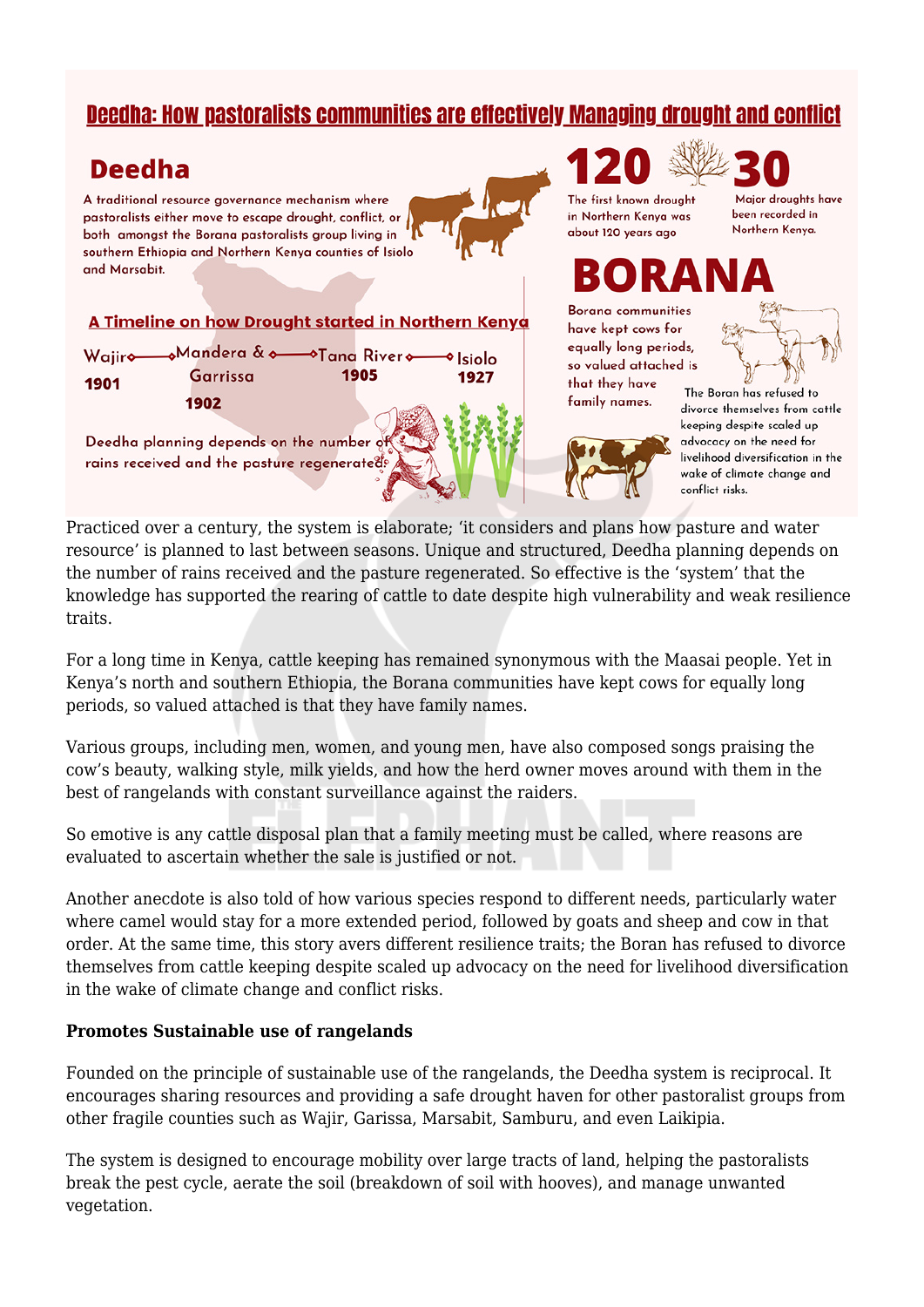## Deedha: How pastoralists communities are effectively Managing drought and conflict

### Deedha

A traditional resource governance mechanism where pastoralists either move to escape drought, conflict, or both amongst the Borana pastoralists group living in southern Ethiopia and Northern Kenya counties of Isiolo and Marsabit.

**A Timeline on how Drought started in Northern Kenya**

Wajir 1901 → Mandera & Garrissa 1902 → Tana River 1905 → Isiolo 1927

Deedha planning depends on the number of rains received and the pasture regenerated.

**120** The first known drought in Northern Kenya was about 120 years ago

**30** Major droughts have been recorded in Northern Kenya.

**BORANA**

Borana communities have kept cows for equally long periods, so valued attached is that they have family names.

The Boran has refused to divorce themselves from cattle keeping despite scaled up advocacy on the need for livelihood diversification in the wake of climate change and conflict risks.

Practiced over a century, the system is elaborate; 'it considers and plans how pasture and water resource' is planned to last between seasons. Unique and structured, Deedha planning depends on the number of rains received and the pasture regenerated. So effective is the 'system' that the knowledge has supported the rearing of cattle to date despite high vulnerability and weak resilience traits.

For a long time in Kenya, cattle keeping has remained synonymous with the Maasai people. Yet in Kenya's north and southern Ethiopia, the Borana communities have kept cows for equally long periods, so valued attached is that they have family names.

Various groups, including men, women, and young men, have also composed songs praising the cow's beauty, walking style, milk yields, and how the herd owner moves around with them in the best of rangelands with constant surveillance against the raiders.

So emotive is any cattle disposal plan that a family meeting must be called, where reasons are evaluated to ascertain whether the sale is justified or not.

Another anecdote is also told of how various species respond to different needs, particularly water where camel would stay for a more extended period, followed by goats and sheep and cow in that order. At the same time, this story avers different resilience traits; the Boran has refused to divorce themselves from cattle keeping despite scaled up advocacy on the need for livelihood diversification in the wake of climate change and conflict risks.

**Promotes Sustainable use of rangelands**

Founded on the principle of sustainable use of the rangelands, the Deedha system is reciprocal. It encourages sharing resources and providing a safe drought haven for other pastoralist groups from other fragile counties such as Wajir, Garissa, Marsabit, Samburu, and even Laikipia.

The system is designed to encourage mobility over large tracts of land, helping the pastoralists break the pest cycle, aerate the soil (breakdown of soil with hooves), and manage unwanted vegetation.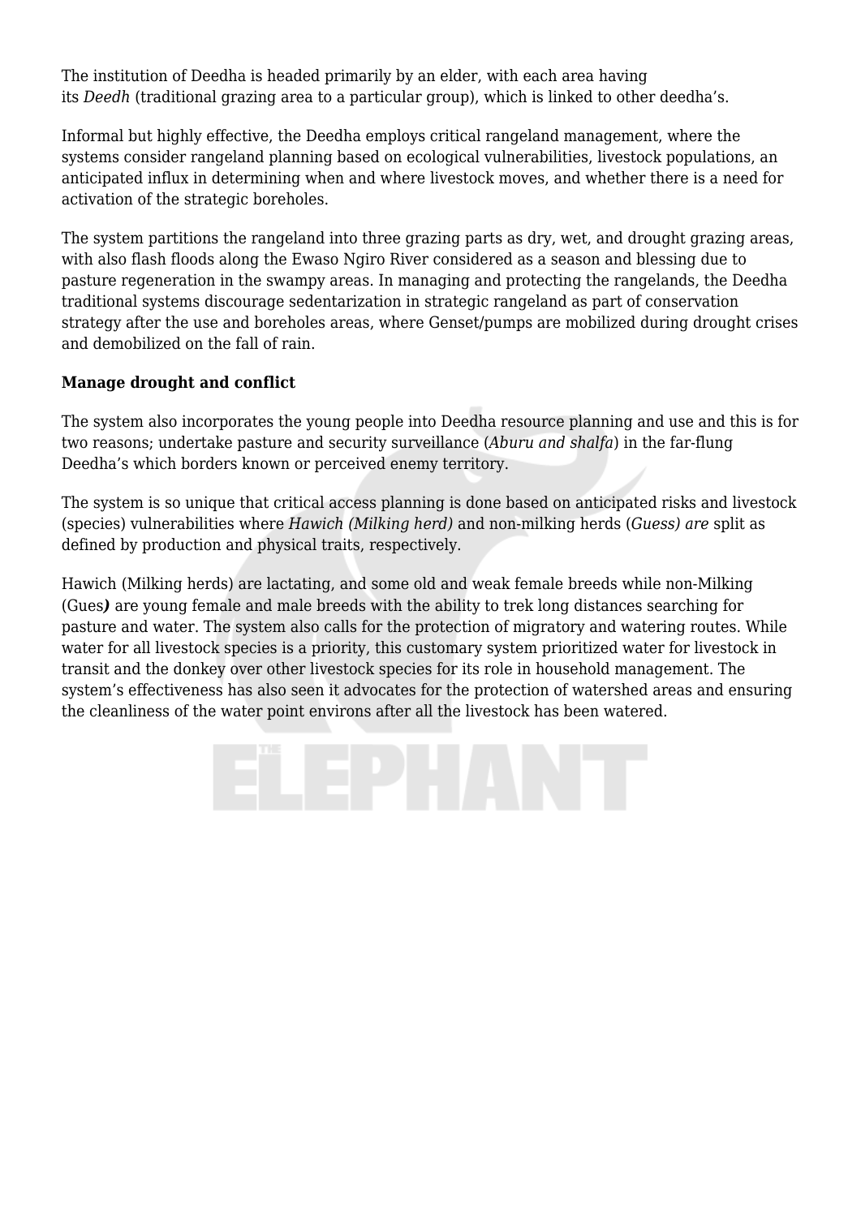The institution of Deedha is headed primarily by an elder, with each area having its *Deedh* (traditional grazing area to a particular group), which is linked to other deedha's.

Informal but highly effective, the Deedha employs critical rangeland management, where the systems consider rangeland planning based on ecological vulnerabilities, livestock populations, an anticipated influx in determining when and where livestock moves, and whether there is a need for activation of the strategic boreholes.

The system partitions the rangeland into three grazing parts as dry, wet, and drought grazing areas, with also flash floods along the Ewaso Ngiro River considered as a season and blessing due to pasture regeneration in the swampy areas. In managing and protecting the rangelands, the Deedha traditional systems discourage sedentarization in strategic rangeland as part of conservation strategy after the use and boreholes areas, where Genset/pumps are mobilized during drought crises and demobilized on the fall of rain.

**Manage drought and conflict**

The system also incorporates the young people into Deedha resource planning and use and this is for two reasons; undertake pasture and security surveillance (*Aburu and shalfa*) in the far-flung Deedha's which borders known or perceived enemy territory.

The system is so unique that critical access planning is done based on anticipated risks and livestock (species) vulnerabilities where *Hawich (Milking herd)* and non-milking herds (*Guess) are* split as defined by production and physical traits, respectively.

Hawich (Milking herds) are lactating, and some old and weak female breeds while non-Milking (Gues***)*** are young female and male breeds with the ability to trek long distances searching for pasture and water. The system also calls for the protection of migratory and watering routes. While water for all livestock species is a priority, this customary system prioritized water for livestock in transit and the donkey over other livestock species for its role in household management. The system's effectiveness has also seen it advocates for the protection of watershed areas and ensuring the cleanliness of the water point environs after all the livestock has been watered.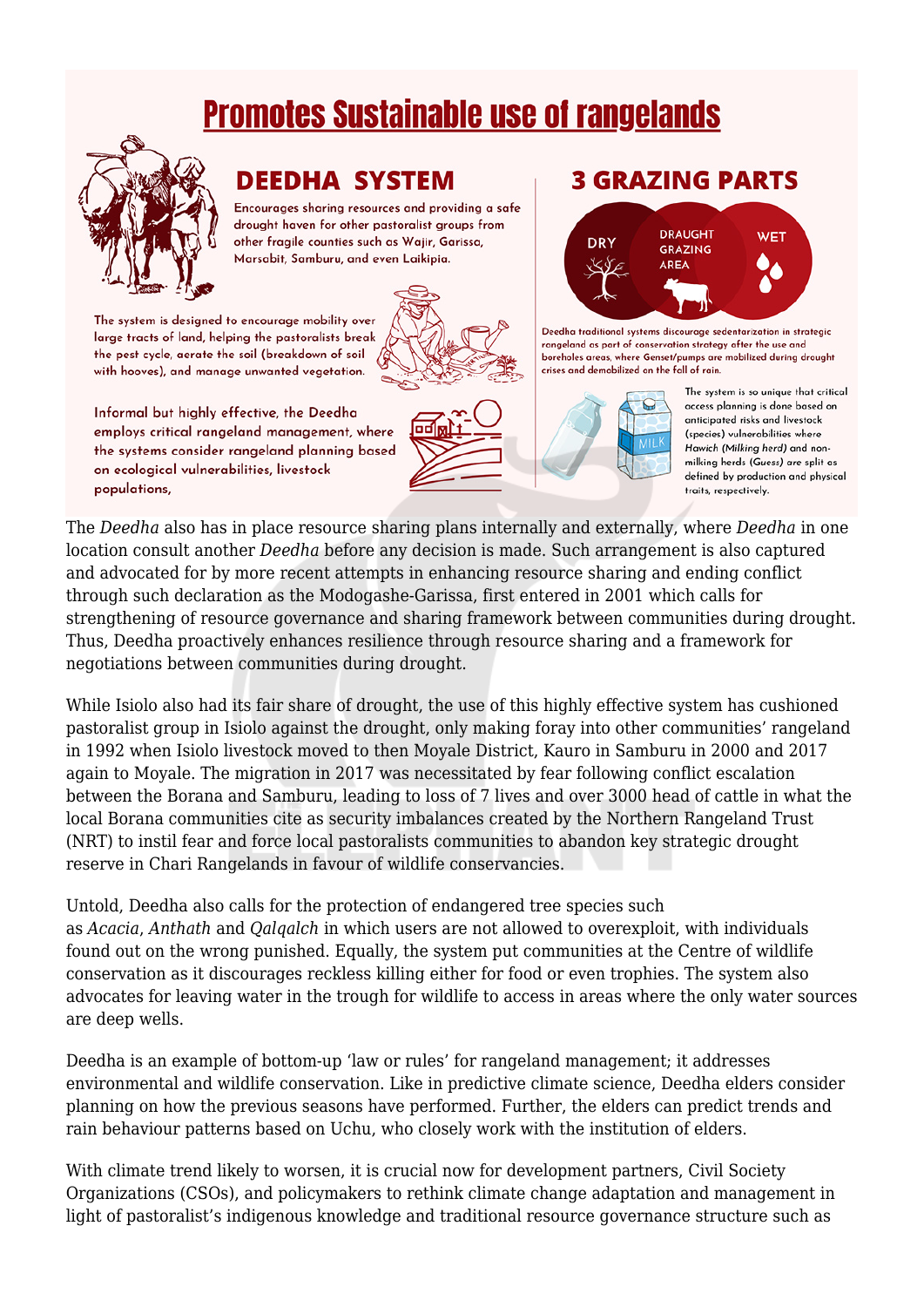## Promotes Sustainable use of rangelands

### DEEDHA SYSTEM

Encourages sharing resources and providing a safe drought haven for other pastoralist groups from other fragile counties such as Wajir, Garissa, Marsabit, Samburu, and even Laikipia.

The system is designed to encourage mobility over large tracts of land, helping the pastoralists break the pest cycle, aerate the soil (breakdown of soil with hooves), and manage unwanted vegetation.

Informal but highly effective, the Deedha employs critical rangeland management, where the systems consider rangeland planning based on ecological vulnerabilities, livestock populations,

### 3 GRAZING PARTS

DRY | DRAUGHT GRAZING AREA | WET

Deedha traditional systems discourage sedentarization in strategic rangeland as part of conservation strategy after the use and boreholes areas, where Genset/pumps are mobilized during drought crises and demobilized on the fall of rain.

The system is so unique that critical access planning is done based on anticipated risks and livestock (species) vulnerabilities where *Hawich (Milking herd)* and non-milking herds (*Guess*) are split as defined by production and physical traits, respectively.

The *Deedha* also has in place resource sharing plans internally and externally, where *Deedha* in one location consult another *Deedha* before any decision is made. Such arrangement is also captured and advocated for by more recent attempts in enhancing resource sharing and ending conflict through such declaration as the Modogashe-Garissa, first entered in 2001 which calls for strengthening of resource governance and sharing framework between communities during drought. Thus, Deedha proactively enhances resilience through resource sharing and a framework for negotiations between communities during drought.

While Isiolo also had its fair share of drought, the use of this highly effective system has cushioned pastoralist group in Isiolo against the drought, only making foray into other communities' rangeland in 1992 when Isiolo livestock moved to then Moyale District, Kauro in Samburu in 2000 and 2017 again to Moyale. The migration in 2017 was necessitated by fear following conflict escalation between the Borana and Samburu, leading to loss of 7 lives and over 3000 head of cattle in what the local Borana communities cite as security imbalances created by the Northern Rangeland Trust (NRT) to instil fear and force local pastoralists communities to abandon key strategic drought reserve in Chari Rangelands in favour of wildlife conservancies.

Untold, Deedha also calls for the protection of endangered tree species such as *Acacia*, *Anthath* and *Qalqalch* in which users are not allowed to overexploit, with individuals found out on the wrong punished. Equally, the system put communities at the Centre of wildlife conservation as it discourages reckless killing either for food or even trophies. The system also advocates for leaving water in the trough for wildlife to access in areas where the only water sources are deep wells.

Deedha is an example of bottom-up 'law or rules' for rangeland management; it addresses environmental and wildlife conservation. Like in predictive climate science, Deedha elders consider planning on how the previous seasons have performed. Further, the elders can predict trends and rain behaviour patterns based on Uchu, who closely work with the institution of elders.

With climate trend likely to worsen, it is crucial now for development partners, Civil Society Organizations (CSOs), and policymakers to rethink climate change adaptation and management in light of pastoralist's indigenous knowledge and traditional resource governance structure such as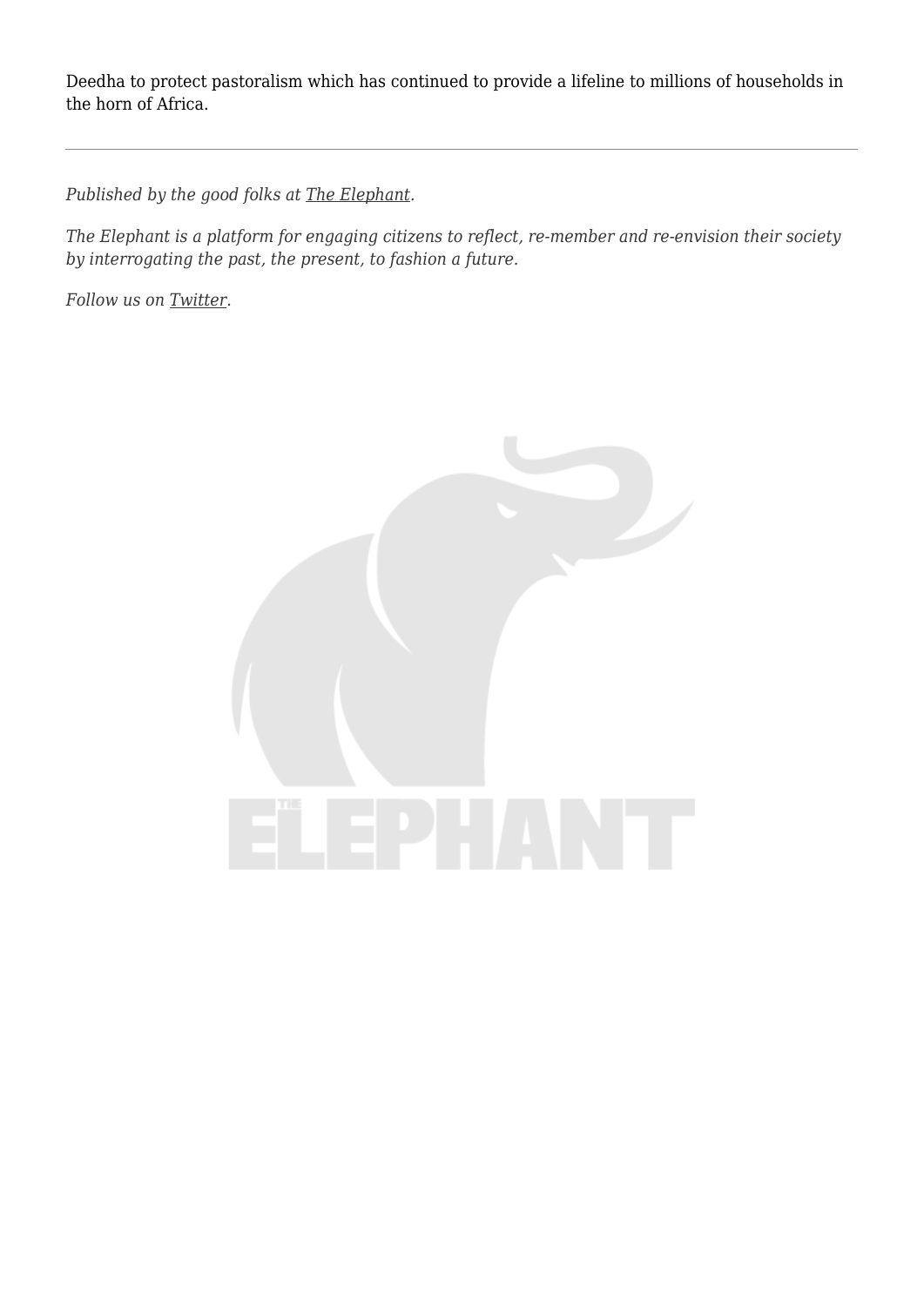Deedha to protect pastoralism which has continued to provide a lifeline to millions of households in the horn of Africa.

---

*Published by the good folks at The Elephant.*

*The Elephant is a platform for engaging citizens to reflect, re-member and re-envision their society by interrogating the past, the present, to fashion a future.*

*Follow us on Twitter.*